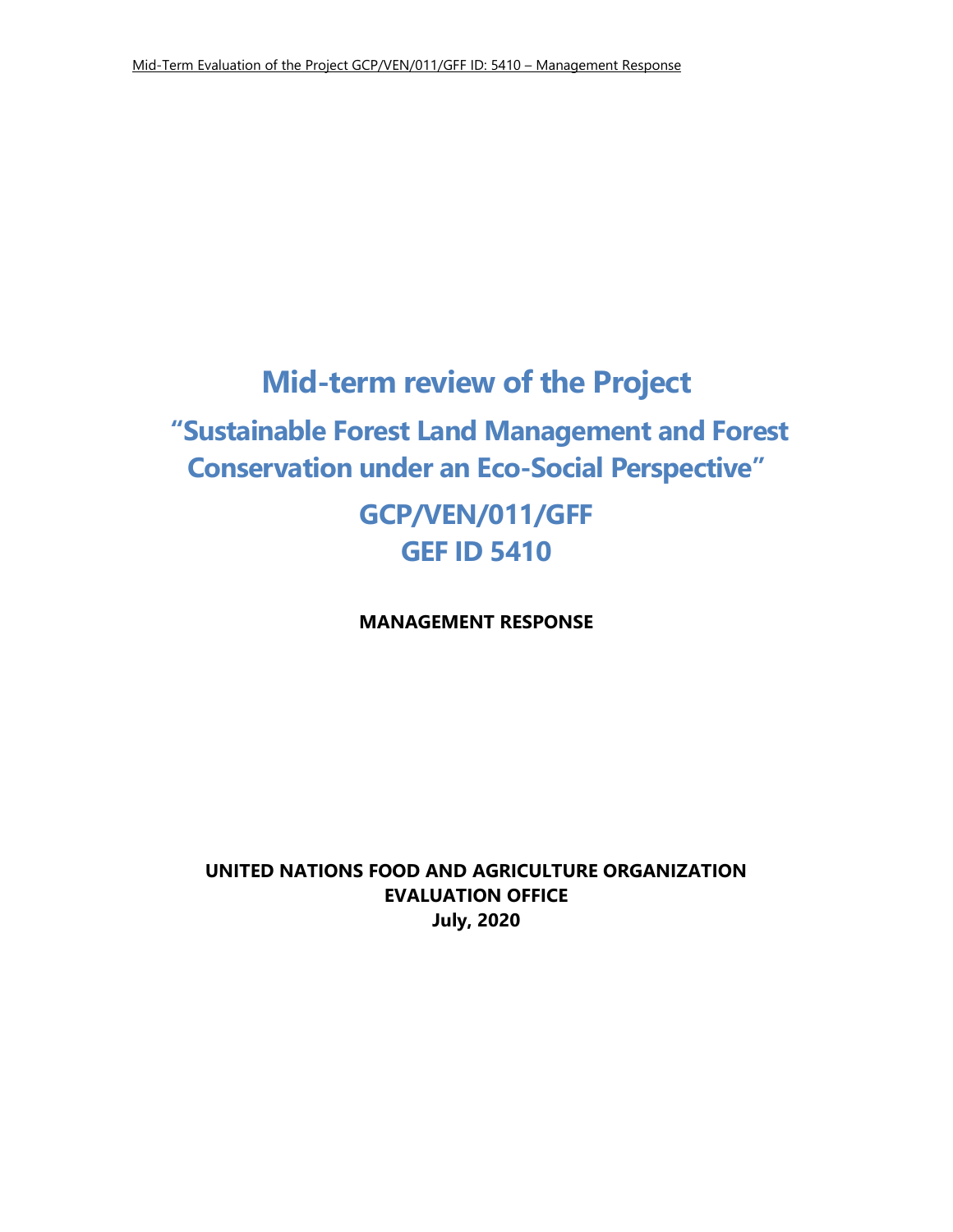# Mid-term review of the Project

## "Sustainable Forest Land Management and Forest Conservation under an Eco-Social Perspective"

## GCP/VEN/011/GFF
## GEF ID 5410

**MANAGEMENT RESPONSE**

**UNITED NATIONS FOOD AND AGRICULTURE ORGANIZATION**
**EVALUATION OFFICE**
**July, 2020**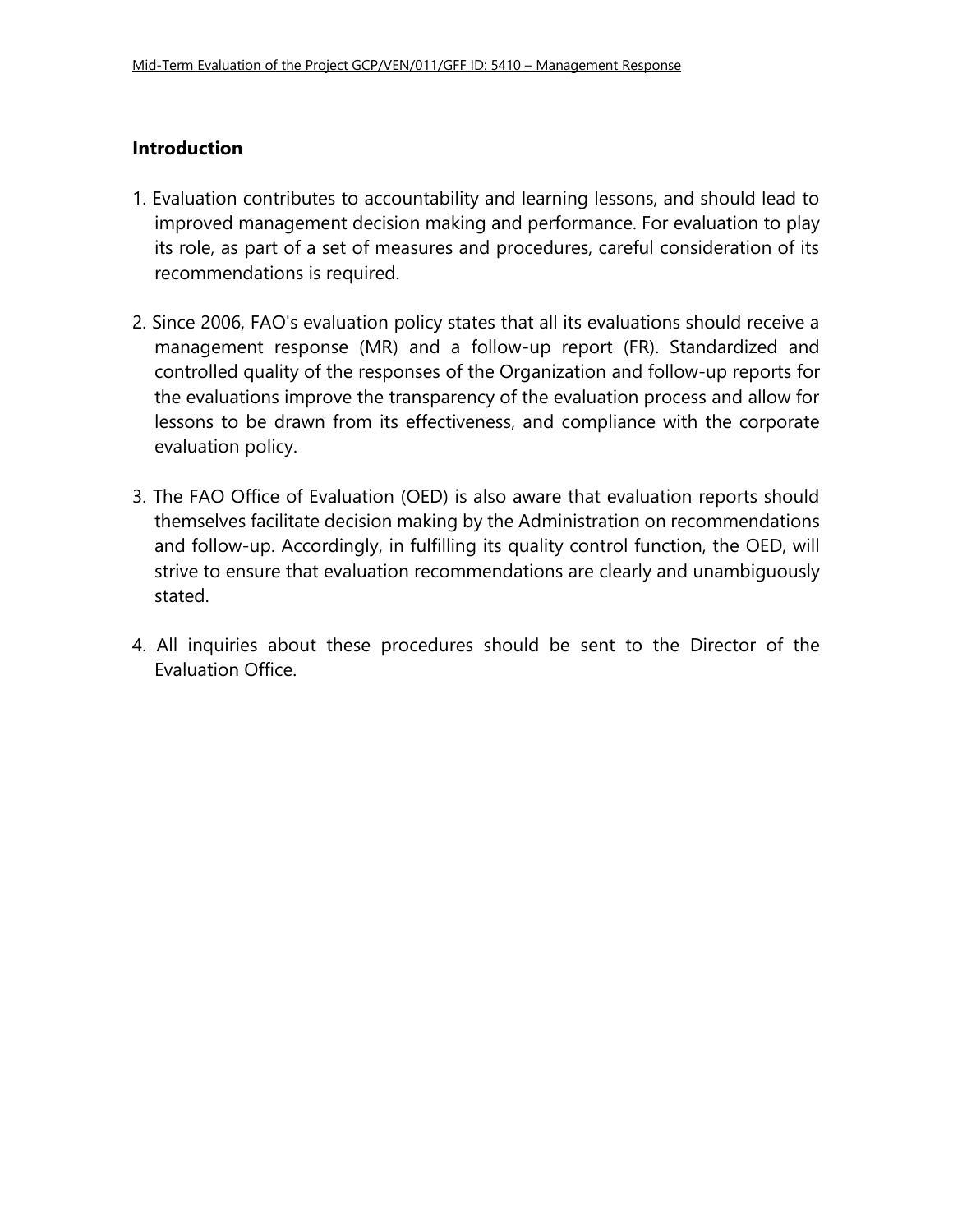## Introduction

1. Evaluation contributes to accountability and learning lessons, and should lead to improved management decision making and performance. For evaluation to play its role, as part of a set of measures and procedures, careful consideration of its recommendations is required.

2. Since 2006, FAO's evaluation policy states that all its evaluations should receive a management response (MR) and a follow-up report (FR). Standardized and controlled quality of the responses of the Organization and follow-up reports for the evaluations improve the transparency of the evaluation process and allow for lessons to be drawn from its effectiveness, and compliance with the corporate evaluation policy.

3. The FAO Office of Evaluation (OED) is also aware that evaluation reports should themselves facilitate decision making by the Administration on recommendations and follow-up. Accordingly, in fulfilling its quality control function, the OED, will strive to ensure that evaluation recommendations are clearly and unambiguously stated.

4. All inquiries about these procedures should be sent to the Director of the Evaluation Office.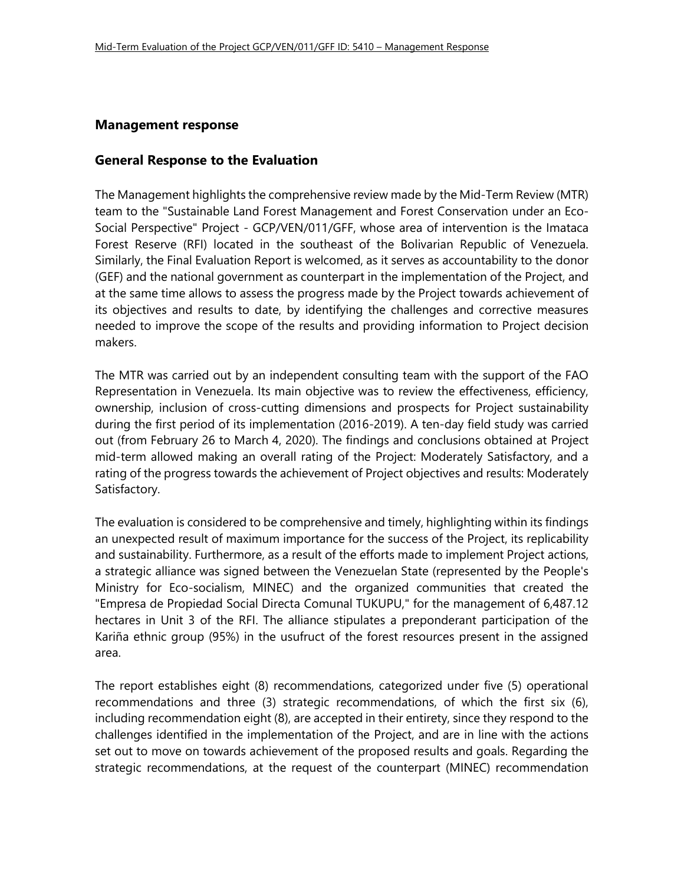## Management response

## General Response to the Evaluation

The Management highlights the comprehensive review made by the Mid-Term Review (MTR) team to the "Sustainable Land Forest Management and Forest Conservation under an Eco-Social Perspective" Project - GCP/VEN/011/GFF, whose area of intervention is the Imataca Forest Reserve (RFI) located in the southeast of the Bolivarian Republic of Venezuela. Similarly, the Final Evaluation Report is welcomed, as it serves as accountability to the donor (GEF) and the national government as counterpart in the implementation of the Project, and at the same time allows to assess the progress made by the Project towards achievement of its objectives and results to date, by identifying the challenges and corrective measures needed to improve the scope of the results and providing information to Project decision makers.

The MTR was carried out by an independent consulting team with the support of the FAO Representation in Venezuela. Its main objective was to review the effectiveness, efficiency, ownership, inclusion of cross-cutting dimensions and prospects for Project sustainability during the first period of its implementation (2016-2019). A ten-day field study was carried out (from February 26 to March 4, 2020). The findings and conclusions obtained at Project mid-term allowed making an overall rating of the Project: Moderately Satisfactory, and a rating of the progress towards the achievement of Project objectives and results: Moderately Satisfactory.

The evaluation is considered to be comprehensive and timely, highlighting within its findings an unexpected result of maximum importance for the success of the Project, its replicability and sustainability. Furthermore, as a result of the efforts made to implement Project actions, a strategic alliance was signed between the Venezuelan State (represented by the People's Ministry for Eco-socialism, MINEC) and the organized communities that created the "Empresa de Propiedad Social Directa Comunal TUKUPU," for the management of 6,487.12 hectares in Unit 3 of the RFI. The alliance stipulates a preponderant participation of the Kariña ethnic group (95%) in the usufruct of the forest resources present in the assigned area.

The report establishes eight (8) recommendations, categorized under five (5) operational recommendations and three (3) strategic recommendations, of which the first six (6), including recommendation eight (8), are accepted in their entirety, since they respond to the challenges identified in the implementation of the Project, and are in line with the actions set out to move on towards achievement of the proposed results and goals. Regarding the strategic recommendations, at the request of the counterpart (MINEC) recommendation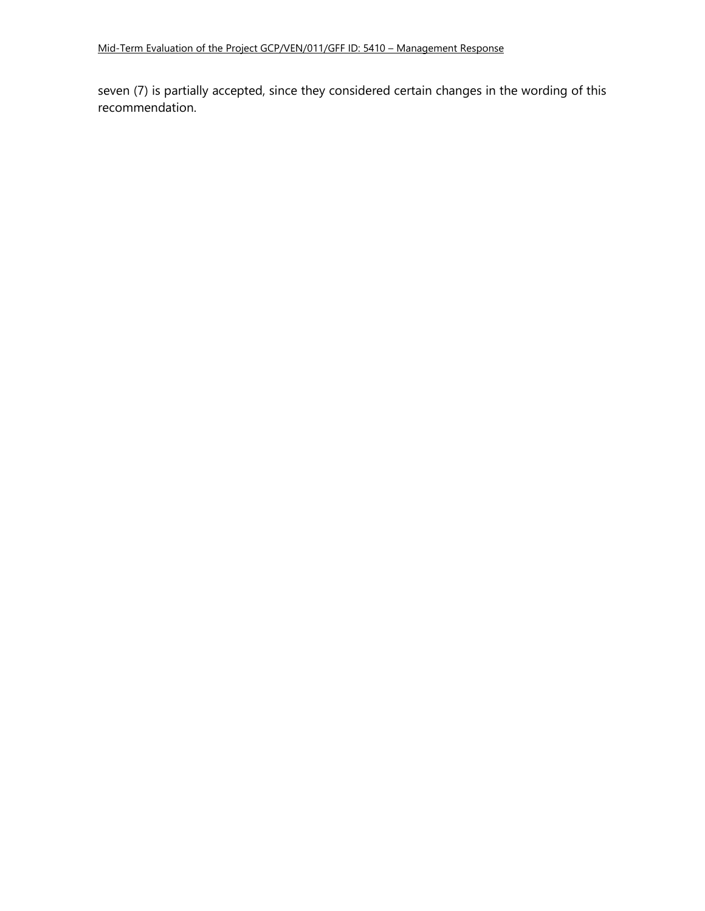seven (7) is partially accepted, since they considered certain changes in the wording of this recommendation.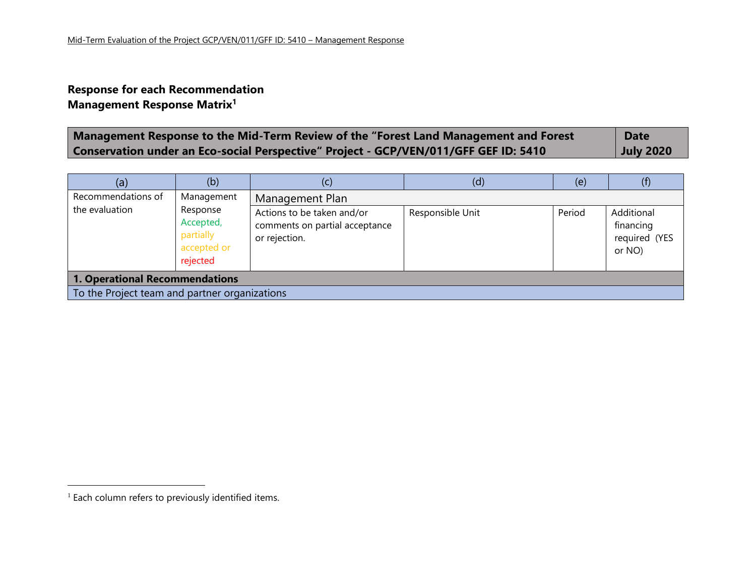## Response for each Recommendation

## Management Response Matrix[1]

| Management Response to the Mid-Term Review of the "Forest Land Management and Forest Conservation under an Eco-social Perspective" Project - GCP/VEN/011/GFF GEF ID: 5410 | Date July 2020 |
|---|---|

| (a) | (b) | (c) | (d) | (e) | (f) |
|---|---|---|---|---|---|
| Recommendations of the evaluation | Management Response Accepted, partially accepted or rejected | Management Plan | | | |
| | | Actions to be taken and/or comments on partial acceptance or rejection. | Responsible Unit | Period | Additional financing required (YES or NO) |
| **1. Operational Recommendations** | | | | | |
| To the Project team and partner organizations | | | | | |

[1] Each column refers to previously identified items.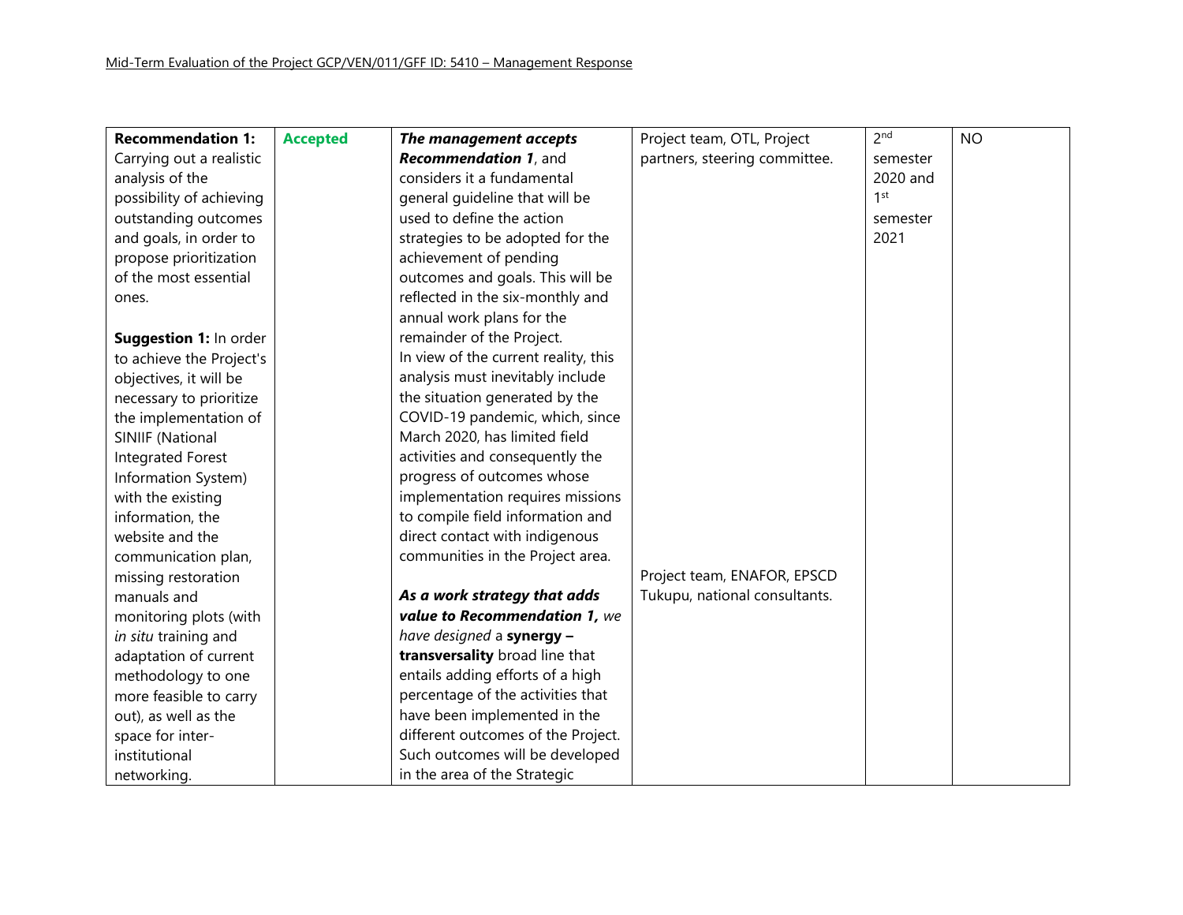| **Recommendation 1:** Carrying out a realistic analysis of the possibility of achieving outstanding outcomes and goals, in order to propose prioritization of the most essential ones.<br><br>**Suggestion 1:** In order to achieve the Project's objectives, it will be necessary to prioritize the implementation of SINIIF (National Integrated Forest Information System) with the existing information, the website and the communication plan, missing restoration manuals and monitoring plots (with *in situ* training and adaptation of current methodology to one more feasible to carry out), as well as the space for inter-institutional networking. | **Accepted** | ***The management accepts Recommendation 1***, and considers it a fundamental general guideline that will be used to define the action strategies to be adopted for the achievement of pending outcomes and goals. This will be reflected in the six-monthly and annual work plans for the remainder of the Project.<br>In view of the current reality, this analysis must inevitably include the situation generated by the COVID-19 pandemic, which, since March 2020, has limited field activities and consequently the progress of outcomes whose implementation requires missions to compile field information and direct contact with indigenous communities in the Project area.<br><br>***As a work strategy that adds value to Recommendation 1,*** *we have designed* a **synergy – transversality** broad line that entails adding efforts of a high percentage of the activities that have been implemented in the different outcomes of the Project. Such outcomes will be developed in the area of the Strategic | Project team, OTL, Project partners, steering committee.<br><br>Project team, ENAFOR, EPSCD Tukupu, national consultants. | 2nd semester 2020 and 1st semester 2021 | NO |
|---|---|---|---|---|---|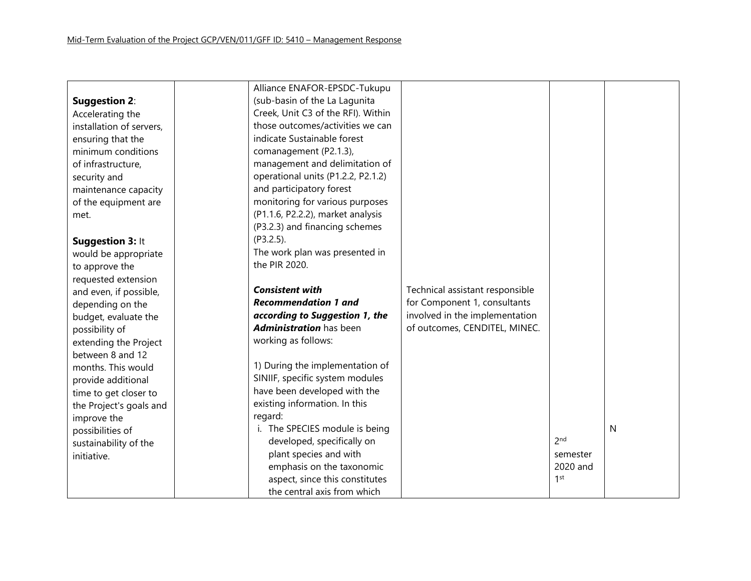| | | | | | |
|---|---|---|---|---|---|
| **Suggestion 2**: Accelerating the installation of servers, ensuring that the minimum conditions of infrastructure, security and maintenance capacity of the equipment are met.<br><br>**Suggestion 3:** It would be appropriate to approve the requested extension and even, if possible, depending on the budget, evaluate the possibility of extending the Project between 8 and 12 months. This would provide additional time to get closer to the Project's goals and improve the possibilities of sustainability of the initiative. | | Alliance ENAFOR-EPSDC-Tukupu (sub-basin of the La Lagunita Creek, Unit C3 of the RFI). Within those outcomes/activities we can indicate Sustainable forest comanagement (P2.1.3), management and delimitation of operational units (P1.2.2, P2.1.2) and participatory forest monitoring for various purposes (P1.1.6, P2.2.2), market analysis (P3.2.3) and financing schemes (P3.2.5).<br>The work plan was presented in the PIR 2020.<br><br>***Consistent with Recommendation 1 and according to Suggestion 1, the Administration*** has been working as follows:<br><br>1) During the implementation of SINIIF, specific system modules have been developed with the existing information. In this regard:<br>i. The SPECIES module is being developed, specifically on plant species and with emphasis on the taxonomic aspect, since this constitutes the central axis from which | Technical assistant responsible for Component 1, consultants involved in the implementation of outcomes, CENDITEL, MINEC. | 2nd semester 2020 and 1st | N |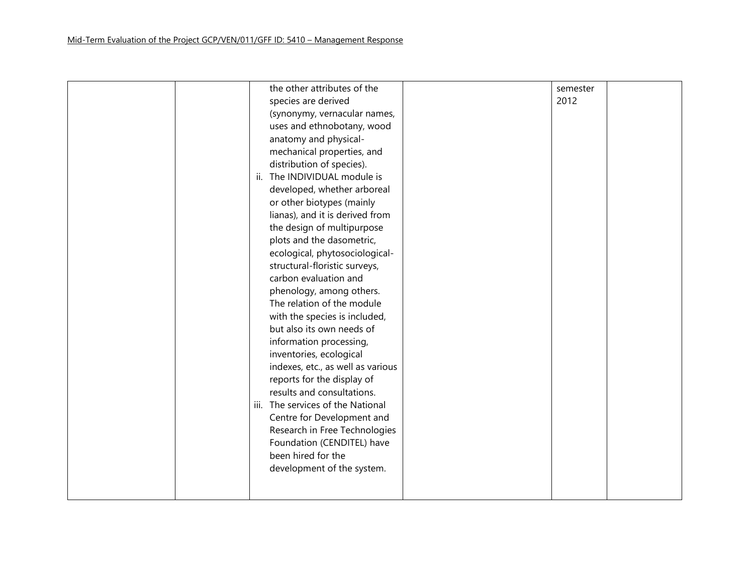| | | | | | |
|---|---|---|---|---|---|
| | | the other attributes of the species are derived (synonymy, vernacular names, uses and ethnobotany, wood anatomy and physical-mechanical properties, and distribution of species).<br>ii. The INDIVIDUAL module is developed, whether arboreal or other biotypes (mainly lianas), and it is derived from the design of multipurpose plots and the dasometric, ecological, phytosociological-structural-floristic surveys, carbon evaluation and phenology, among others. The relation of the module with the species is included, but also its own needs of information processing, inventories, ecological indexes, etc., as well as various reports for the display of results and consultations.<br>iii. The services of the National Centre for Development and Research in Free Technologies Foundation (CENDITEL) have been hired for the development of the system. | | semester 2012 | |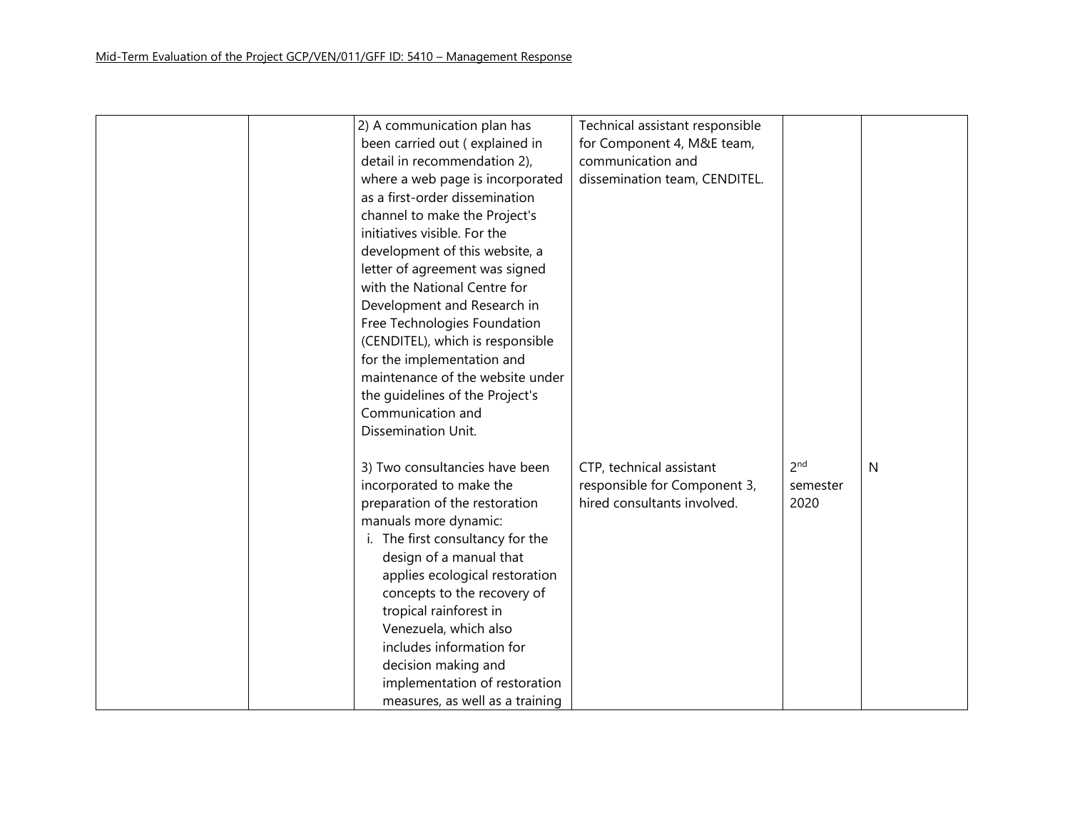| | | | | | |
|---|---|---|---|---|---|
| | | 2) A communication plan has been carried out ( explained in detail in recommendation 2), where a web page is incorporated as a first-order dissemination channel to make the Project's initiatives visible. For the development of this website, a letter of agreement was signed with the National Centre for Development and Research in Free Technologies Foundation (CENDITEL), which is responsible for the implementation and maintenance of the website under the guidelines of the Project's Communication and Dissemination Unit. | Technical assistant responsible for Component 4, M&E team, communication and dissemination team, CENDITEL. | | |
| | | 3) Two consultancies have been incorporated to make the preparation of the restoration manuals more dynamic:<br>i. The first consultancy for the design of a manual that applies ecological restoration concepts to the recovery of tropical rainforest in Venezuela, which also includes information for decision making and implementation of restoration measures, as well as a training | CTP, technical assistant responsible for Component 3, hired consultants involved. | 2nd semester 2020 | N |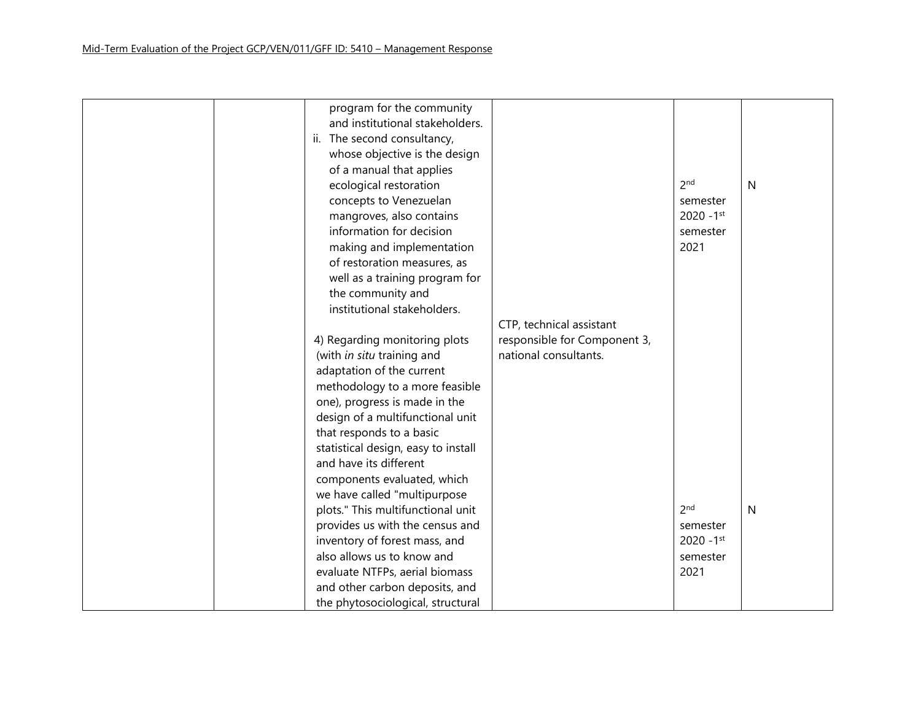| | | program for the community and institutional stakeholders.<br>ii. The second consultancy, whose objective is the design of a manual that applies ecological restoration concepts to Venezuelan mangroves, also contains information for decision making and implementation of restoration measures, as well as a training program for the community and institutional stakeholders. | | 2nd semester 2020 -1st semester 2021 | N |
|---|---|---|---|---|---|
| | | 4) Regarding monitoring plots (with *in situ* training and adaptation of the current methodology to a more feasible one), progress is made in the design of a multifunctional unit that responds to a basic statistical design, easy to install and have its different components evaluated, which we have called "multipurpose plots." This multifunctional unit provides us with the census and inventory of forest mass, and also allows us to know and evaluate NTFPs, aerial biomass and other carbon deposits, and the phytosociological, structural | CTP, technical assistant responsible for Component 3, national consultants. | 2nd semester 2020 -1st semester 2021 | N |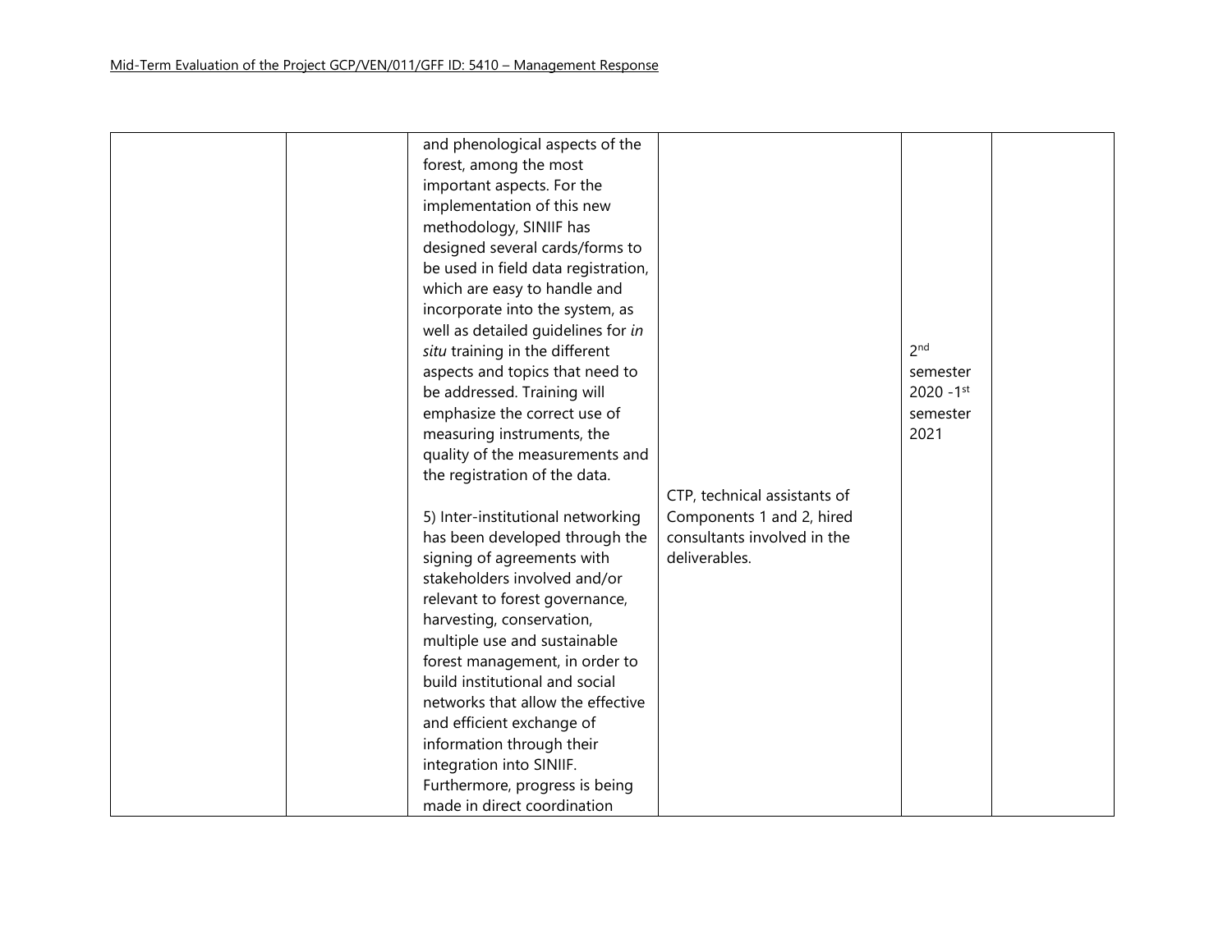| | | | | | |
|---|---|---|---|---|---|
| | | and phenological aspects of the forest, among the most important aspects. For the implementation of this new methodology, SINIIF has designed several cards/forms to be used in field data registration, which are easy to handle and incorporate into the system, as well as detailed guidelines for *in situ* training in the different aspects and topics that need to be addressed. Training will emphasize the correct use of measuring instruments, the quality of the measurements and the registration of the data.<br><br>5) Inter-institutional networking has been developed through the signing of agreements with stakeholders involved and/or relevant to forest governance, harvesting, conservation, multiple use and sustainable forest management, in order to build institutional and social networks that allow the effective and efficient exchange of information through their integration into SINIIF. Furthermore, progress is being made in direct coordination | CTP, technical assistants of Components 1 and 2, hired consultants involved in the deliverables. | 2nd semester 2020 -1st semester 2021 | |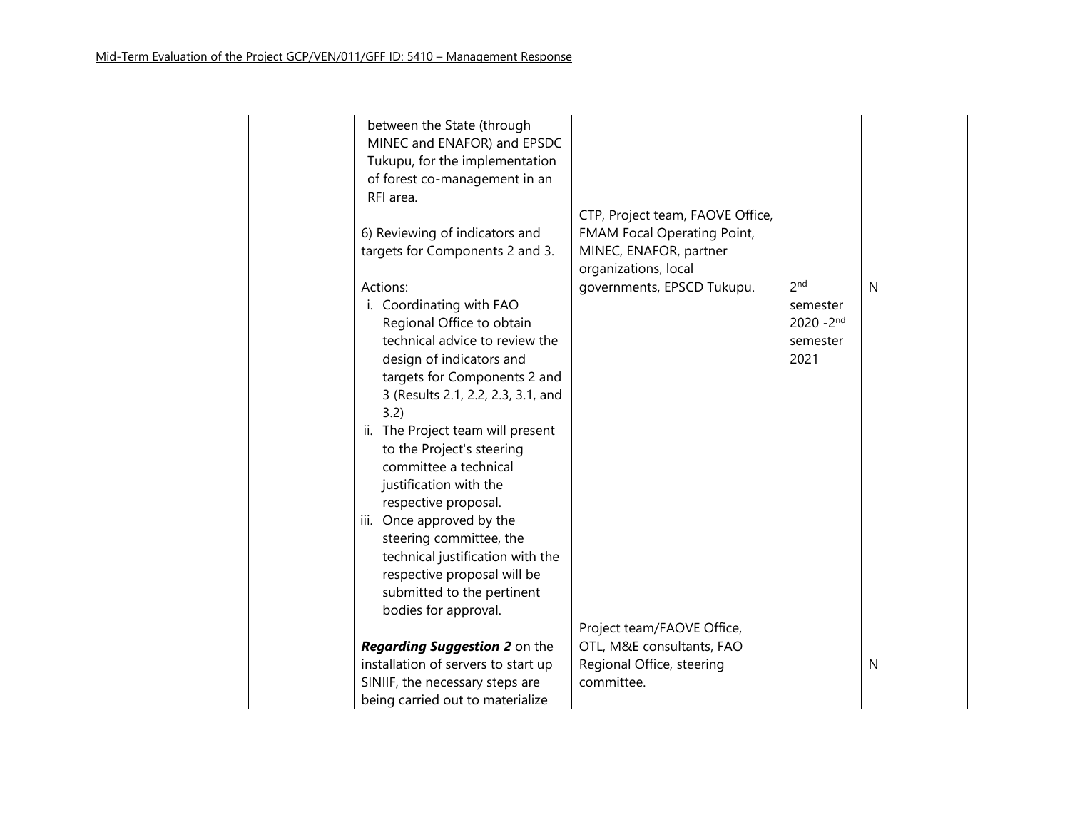| | | | | | |
|---|---|---|---|---|---|
| | | between the State (through MINEC and ENAFOR) and EPSDC Tukupu, for the implementation of forest co-management in an RFI area.<br><br>6) Reviewing of indicators and targets for Components 2 and 3.<br><br>Actions:<br>i. Coordinating with FAO Regional Office to obtain technical advice to review the design of indicators and targets for Components 2 and 3 (Results 2.1, 2.2, 2.3, 3.1, and 3.2)<br>ii. The Project team will present to the Project's steering committee a technical justification with the respective proposal.<br>iii. Once approved by the steering committee, the technical justification with the respective proposal will be submitted to the pertinent bodies for approval. | CTP, Project team, FAOVE Office, FMAM Focal Operating Point, MINEC, ENAFOR, partner organizations, local governments, EPSCD Tukupu. | 2nd semester 2020 -2nd semester 2021 | N |
| | | ***Regarding Suggestion 2*** on the installation of servers to start up SINIIF, the necessary steps are being carried out to materialize | Project team/FAOVE Office, OTL, M&E consultants, FAO Regional Office, steering committee. | | N |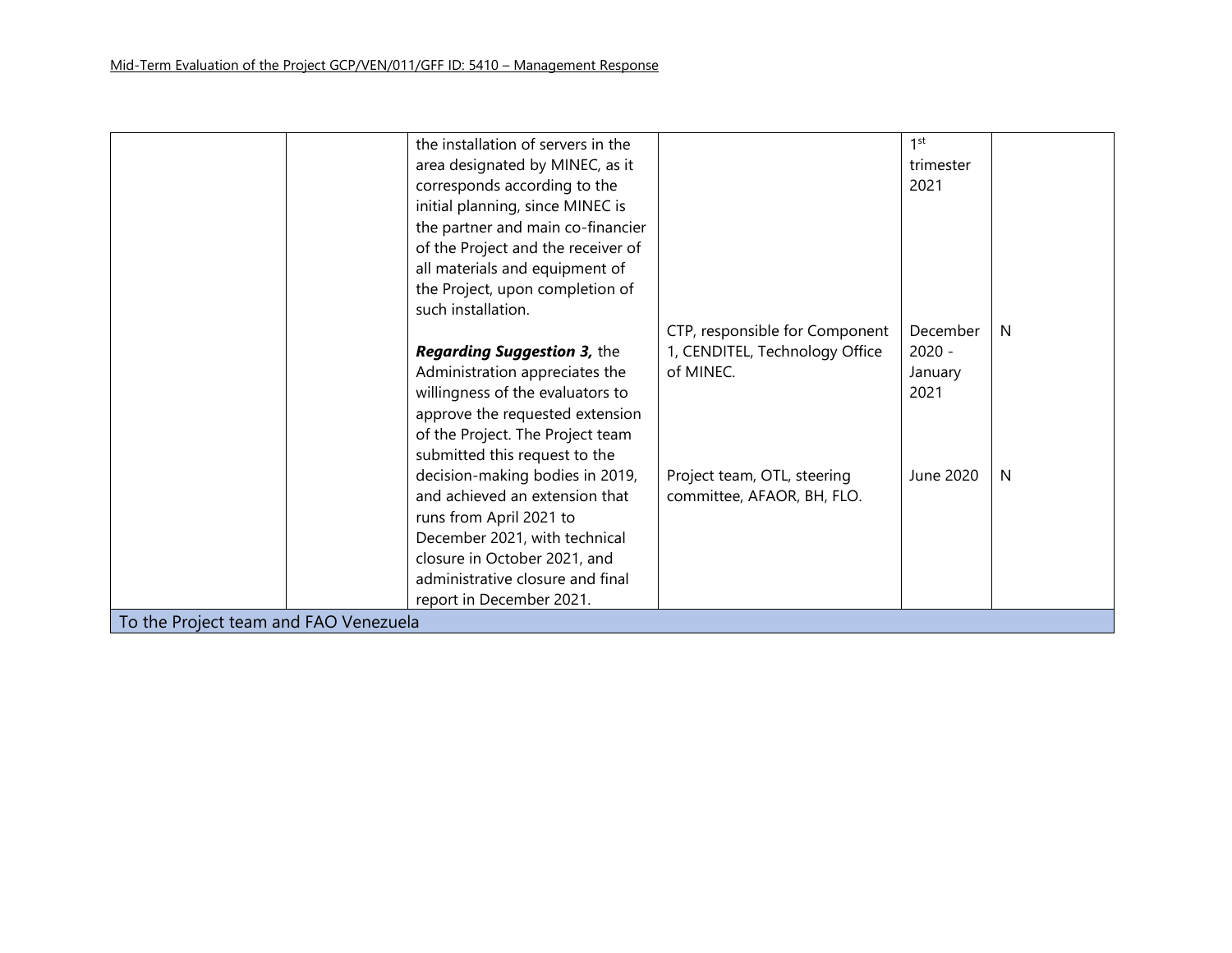| | | | | | |
|---|---|---|---|---|---|
| | | the installation of servers in the area designated by MINEC, as it corresponds according to the initial planning, since MINEC is the partner and main co-financier of the Project and the receiver of all materials and equipment of the Project, upon completion of such installation. | | 1st trimester 2021 | |
| | | | CTP, responsible for Component 1, CENDITEL, Technology Office of MINEC. | December 2020 - January 2021 | N |
| | | ***Regarding Suggestion 3,*** the Administration appreciates the willingness of the evaluators to approve the requested extension of the Project. The Project team submitted this request to the decision-making bodies in 2019, and achieved an extension that runs from April 2021 to December 2021, with technical closure in October 2021, and administrative closure and final report in December 2021. | Project team, OTL, steering committee, AFAOR, BH, FLO. | June 2020 | N |
| To the Project team and FAO Venezuela | | | | | |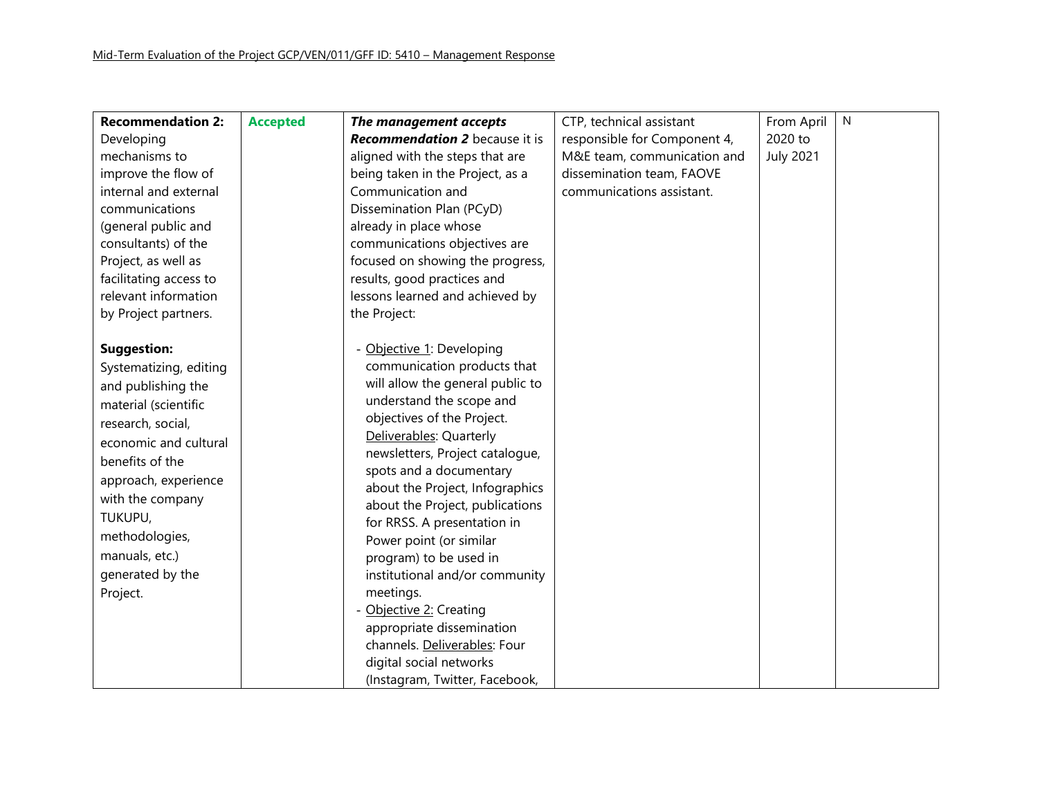| **Recommendation 2:** Developing mechanisms to improve the flow of internal and external communications (general public and consultants) of the Project, as well as facilitating access to relevant information by Project partners.<br><br>**Suggestion:** Systematizing, editing and publishing the material (scientific research, social, economic and cultural benefits of the approach, experience with the company TUKUPU, methodologies, manuals, etc.) generated by the Project. | **Accepted** | ***The management accepts Recommendation 2*** because it is aligned with the steps that are being taken in the Project, as a Communication and Dissemination Plan (PCyD) already in place whose communications objectives are focused on showing the progress, results, good practices and lessons learned and achieved by the Project:<br><br>- Objective 1: Developing communication products that will allow the general public to understand the scope and objectives of the Project. Deliverables: Quarterly newsletters, Project catalogue, spots and a documentary about the Project, Infographics about the Project, publications for RRSS. A presentation in Power point (or similar program) to be used in institutional and/or community meetings.<br>- Objective 2: Creating appropriate dissemination channels. Deliverables: Four digital social networks (Instagram, Twitter, Facebook, | CTP, technical assistant responsible for Component 4, M&E team, communication and dissemination team, FAOVE communications assistant. | From April 2020 to July 2021 | N |
|---|---|---|---|---|---|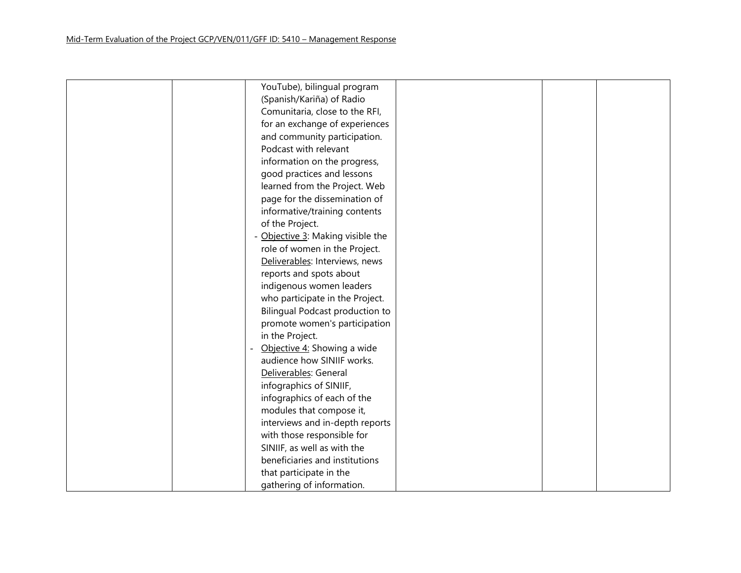| | | | | | |
|---|---|---|---|---|---|
| | | YouTube), bilingual program (Spanish/Kariña) of Radio Comunitaria, close to the RFI, for an exchange of experiences and community participation. Podcast with relevant information on the progress, good practices and lessons learned from the Project. Web page for the dissemination of informative/training contents of the Project.<br>- Objective 3: Making visible the role of women in the Project. Deliverables: Interviews, news reports and spots about indigenous women leaders who participate in the Project. Bilingual Podcast production to promote women's participation in the Project.<br>- Objective 4: Showing a wide audience how SINIIF works. Deliverables: General infographics of SINIIF, infographics of each of the modules that compose it, interviews and in-depth reports with those responsible for SINIIF, as well as with the beneficiaries and institutions that participate in the gathering of information. | | | |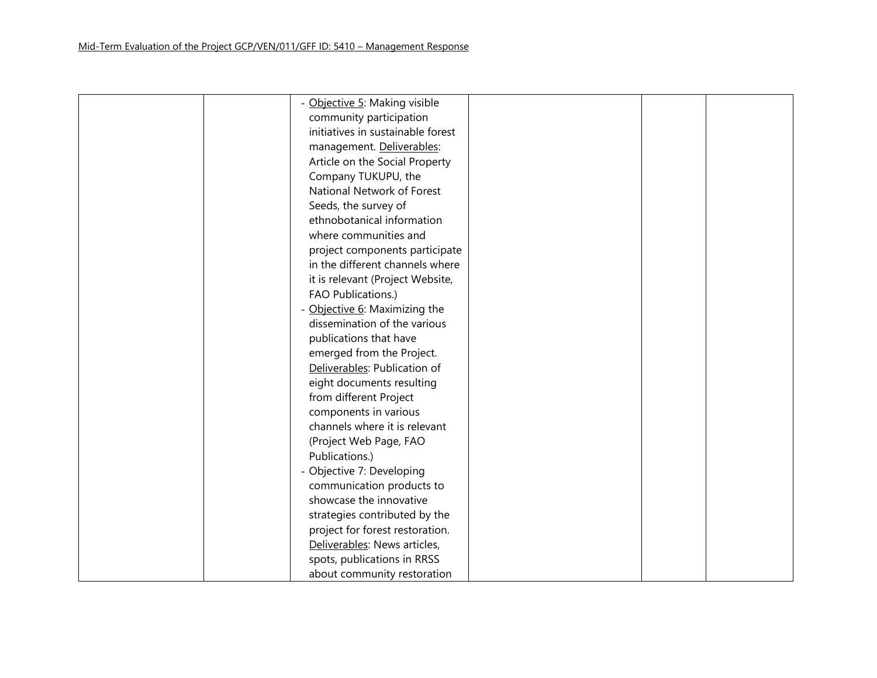| | | | | | |
|---|---|---|---|---|---|
| | | - Objective 5: Making visible community participation initiatives in sustainable forest management. Deliverables: Article on the Social Property Company TUKUPU, the National Network of Forest Seeds, the survey of ethnobotanical information where communities and project components participate in the different channels where it is relevant (Project Website, FAO Publications.)<br>- Objective 6: Maximizing the dissemination of the various publications that have emerged from the Project. Deliverables: Publication of eight documents resulting from different Project components in various channels where it is relevant (Project Web Page, FAO Publications.)<br>- Objective 7: Developing communication products to showcase the innovative strategies contributed by the project for forest restoration. Deliverables: News articles, spots, publications in RRSS about community restoration | | | |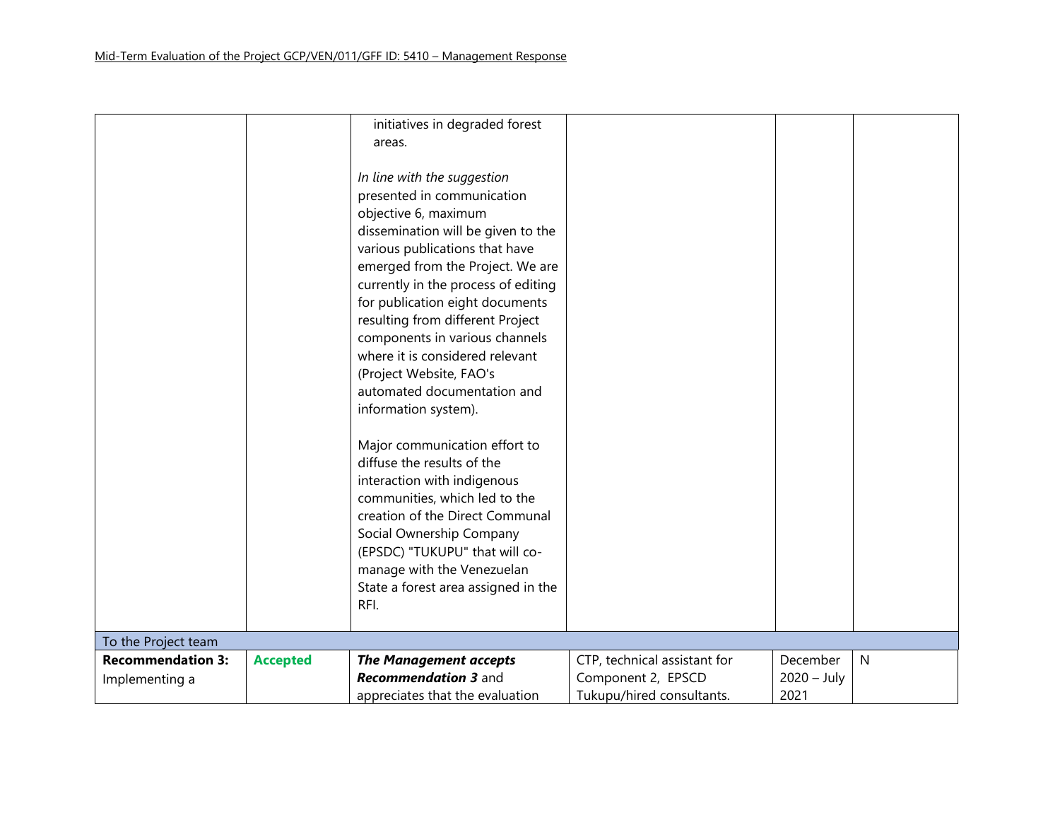| | | | | | |
|---|---|---|---|---|---|
| | | initiatives in degraded forest areas.<br><br>*In line with the suggestion* presented in communication objective 6, maximum dissemination will be given to the various publications that have emerged from the Project. We are currently in the process of editing for publication eight documents resulting from different Project components in various channels where it is considered relevant (Project Website, FAO's automated documentation and information system).<br><br>Major communication effort to diffuse the results of the interaction with indigenous communities, which led to the creation of the Direct Communal Social Ownership Company (EPSDC) "TUKUPU" that will co-manage with the Venezuelan State a forest area assigned in the RFI. | | | |
| To the Project team | | | | | |
| **Recommendation 3:** Implementing a | **Accepted** | ***The Management accepts Recommendation 3*** and appreciates that the evaluation | CTP, technical assistant for Component 2, EPSCD Tukupu/hired consultants. | December 2020 – July 2021 | N |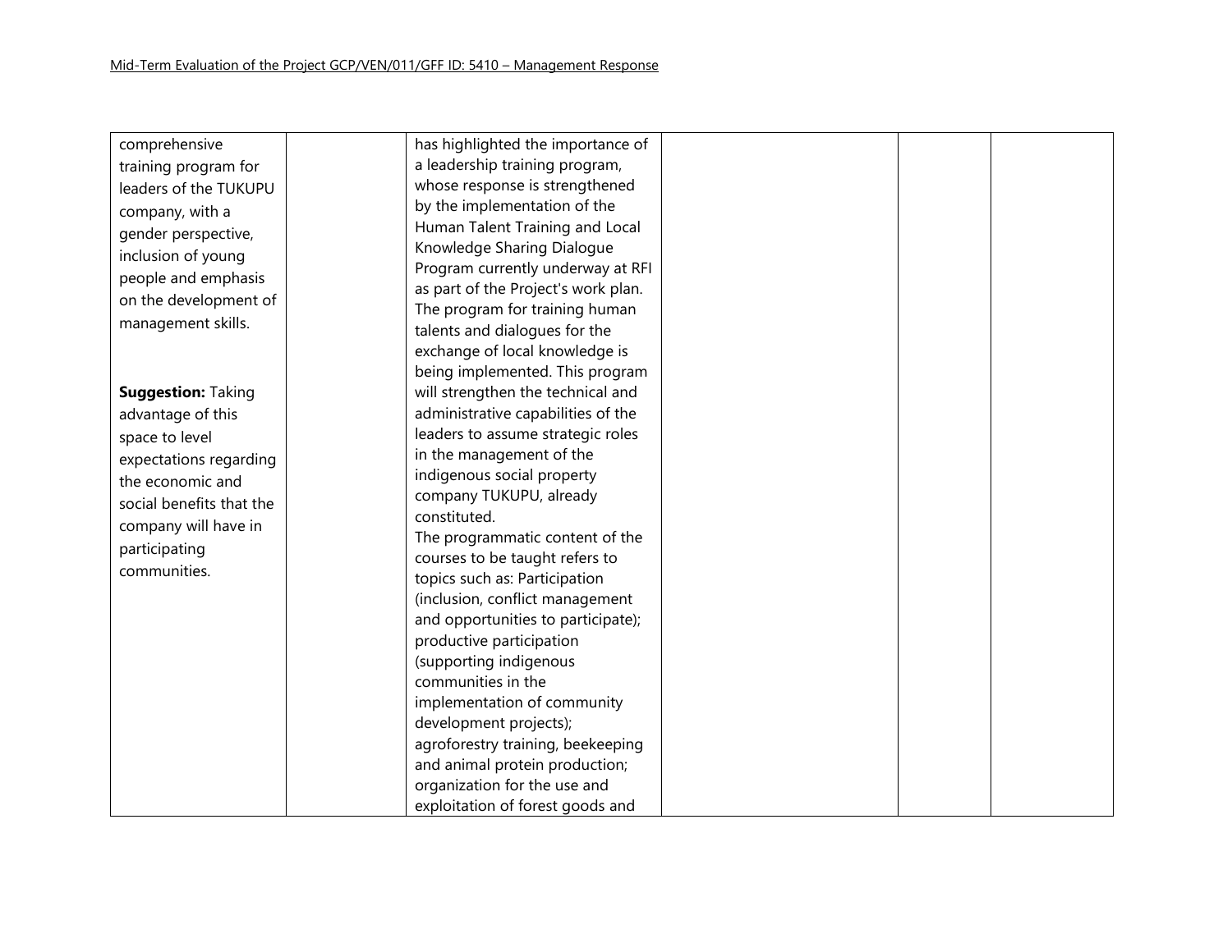| | | | | | |
|---|---|---|---|---|---|
| comprehensive training program for leaders of the TUKUPU company, with a gender perspective, inclusion of young people and emphasis on the development of management skills.<br><br>**Suggestion:** Taking advantage of this space to level expectations regarding the economic and social benefits that the company will have in participating communities. | | has highlighted the importance of a leadership training program, whose response is strengthened by the implementation of the Human Talent Training and Local Knowledge Sharing Dialogue Program currently underway at RFI as part of the Project's work plan. The program for training human talents and dialogues for the exchange of local knowledge is being implemented. This program will strengthen the technical and administrative capabilities of the leaders to assume strategic roles in the management of the indigenous social property company TUKUPU, already constituted.<br>The programmatic content of the courses to be taught refers to topics such as: Participation (inclusion, conflict management and opportunities to participate); productive participation (supporting indigenous communities in the implementation of community development projects); agroforestry training, beekeeping and animal protein production; organization for the use and exploitation of forest goods and | | | |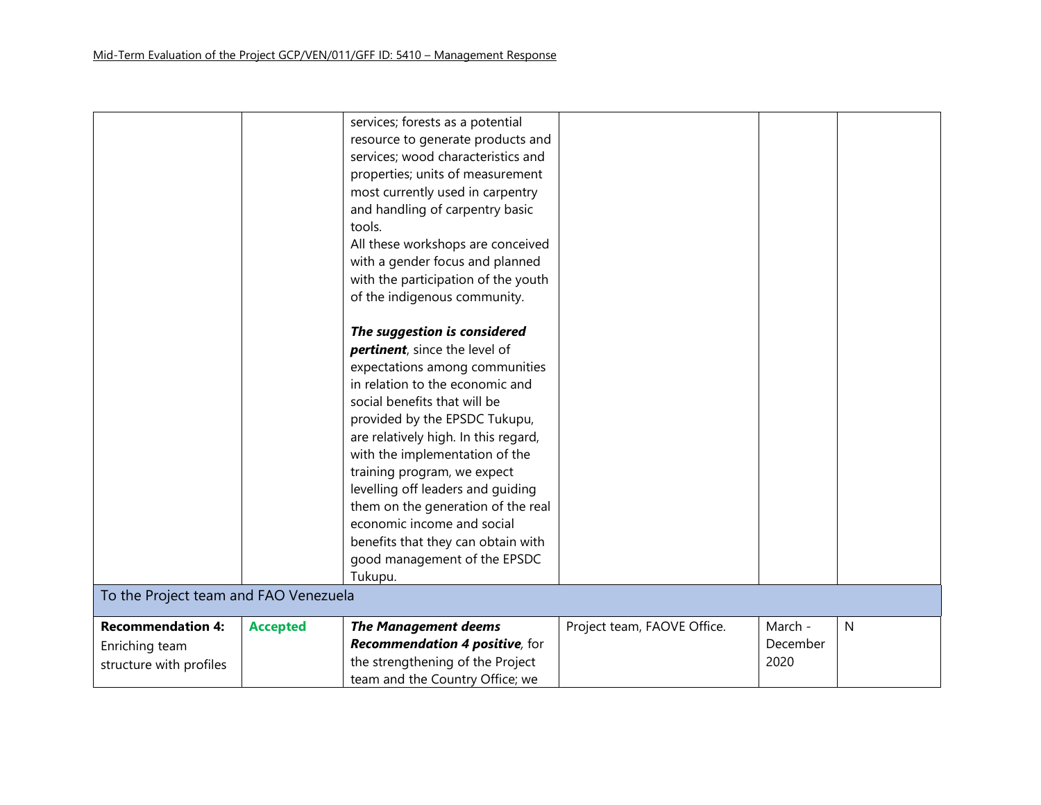| | | | | | |
|---|---|---|---|---|---|
| | | services; forests as a potential resource to generate products and services; wood characteristics and properties; units of measurement most currently used in carpentry and handling of carpentry basic tools.<br>All these workshops are conceived with a gender focus and planned with the participation of the youth of the indigenous community.<br><br>***The suggestion is considered pertinent***, since the level of expectations among communities in relation to the economic and social benefits that will be provided by the EPSDC Tukupu, are relatively high. In this regard, with the implementation of the training program, we expect levelling off leaders and guiding them on the generation of the real economic income and social benefits that they can obtain with good management of the EPSDC Tukupu. | | | |
| To the Project team and FAO Venezuela | | | | | |
| **Recommendation 4:** Enriching team structure with profiles | **Accepted** | ***The Management deems Recommendation 4 positive***, for the strengthening of the Project team and the Country Office; we | Project team, FAOVE Office. | March - December 2020 | N |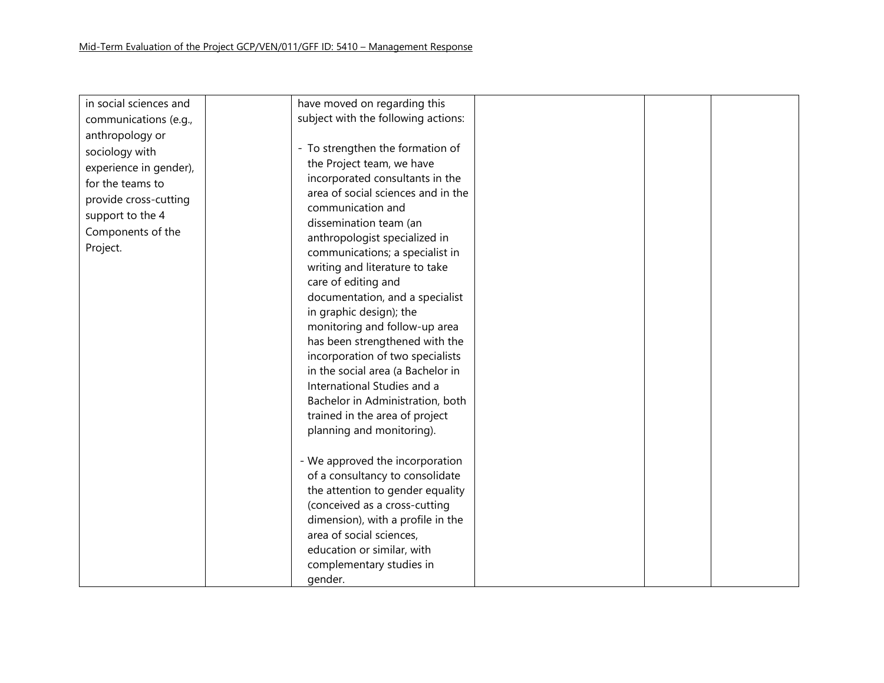| | | | | | |
|---|---|---|---|---|---|
| in social sciences and communications (e.g., anthropology or sociology with experience in gender), for the teams to provide cross-cutting support to the 4 Components of the Project. | | have moved on regarding this subject with the following actions:<br><br>- To strengthen the formation of the Project team, we have incorporated consultants in the area of social sciences and in the communication and dissemination team (an anthropologist specialized in communications; a specialist in writing and literature to take care of editing and documentation, and a specialist in graphic design); the monitoring and follow-up area has been strengthened with the incorporation of two specialists in the social area (a Bachelor in International Studies and a Bachelor in Administration, both trained in the area of project planning and monitoring).<br><br>- We approved the incorporation of a consultancy to consolidate the attention to gender equality (conceived as a cross-cutting dimension), with a profile in the area of social sciences, education or similar, with complementary studies in gender. | | | |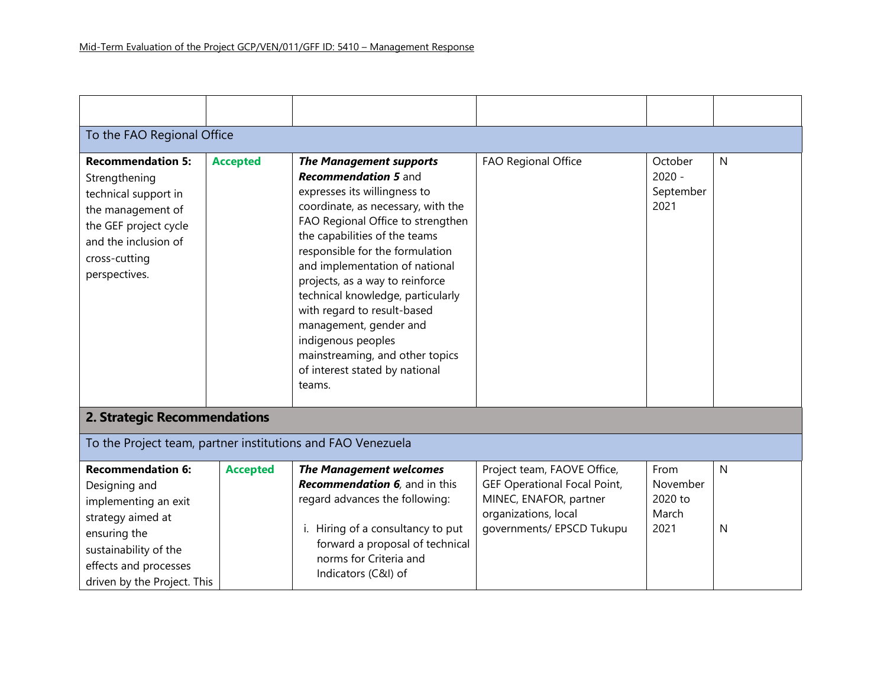| | | | | | |
|---|---|---|---|---|---|
| **To the FAO Regional Office** | | | | | |
| **Recommendation 5:** Strengthening technical support in the management of the GEF project cycle and the inclusion of cross-cutting perspectives. | **Accepted** | ***The Management supports Recommendation 5*** and expresses its willingness to coordinate, as necessary, with the FAO Regional Office to strengthen the capabilities of the teams responsible for the formulation and implementation of national projects, as a way to reinforce technical knowledge, particularly with regard to result-based management, gender and indigenous peoples mainstreaming, and other topics of interest stated by national teams. | FAO Regional Office | October 2020 - September 2021 | N |
| **2. Strategic Recommendations** | | | | | |
| **To the Project team, partner institutions and FAO Venezuela** | | | | | |
| **Recommendation 6:** Designing and implementing an exit strategy aimed at ensuring the sustainability of the effects and processes driven by the Project. This | **Accepted** | ***The Management welcomes Recommendation 6***, and in this regard advances the following:<br><br>i. Hiring of a consultancy to put forward a proposal of technical norms for Criteria and Indicators (C&I) of | Project team, FAOVE Office, GEF Operational Focal Point, MINEC, ENAFOR, partner organizations, local governments/ EPSCD Tukupu | From November 2020 to March 2021 | N<br><br>N |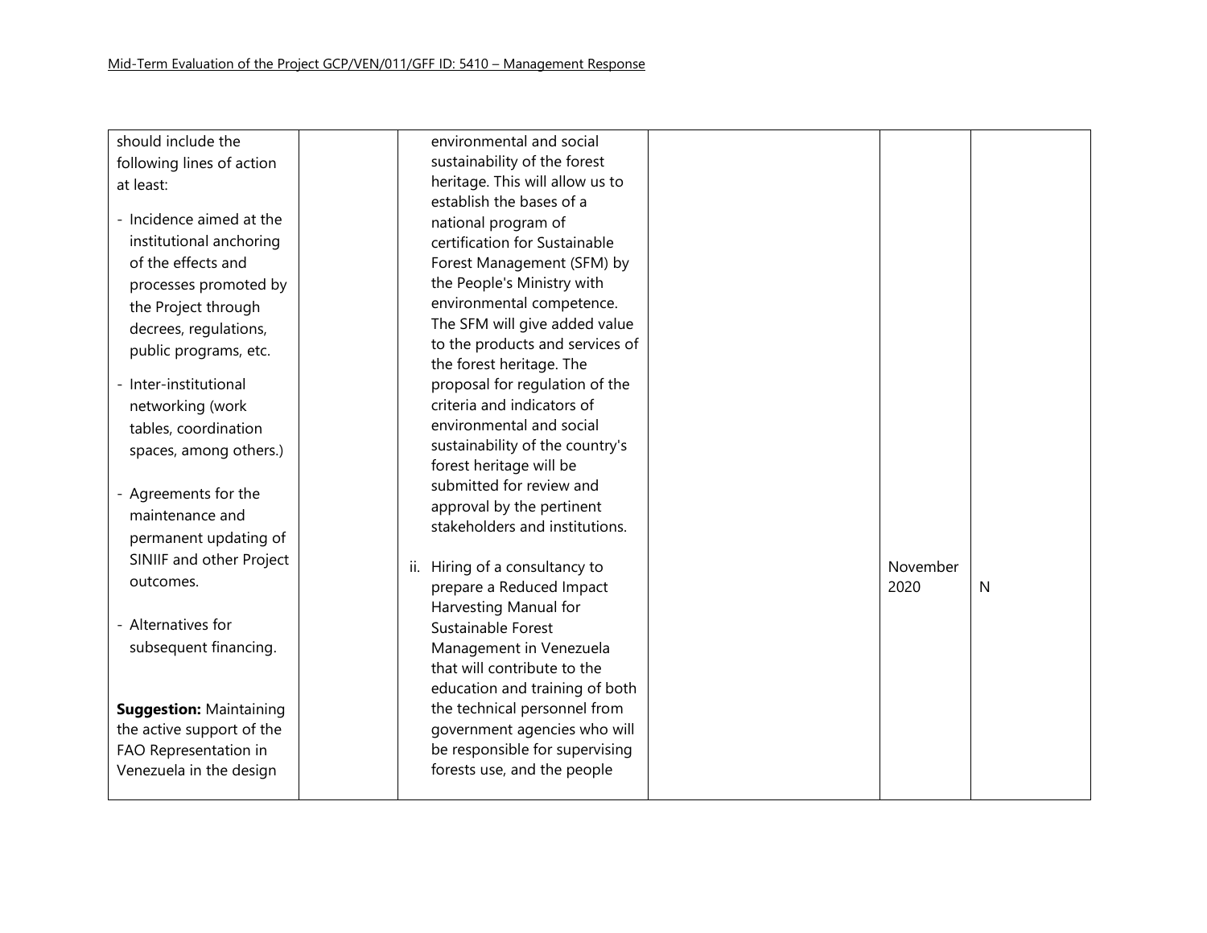| | | | | | |
|---|---|---|---|---|---|
| should include the following lines of action at least:<br><br>- Incidence aimed at the institutional anchoring of the effects and processes promoted by the Project through decrees, regulations, public programs, etc.<br>- Inter-institutional networking (work tables, coordination spaces, among others.)<br>- Agreements for the maintenance and permanent updating of SINIIF and other Project outcomes.<br>- Alternatives for subsequent financing.<br><br>**Suggestion:** Maintaining the active support of the FAO Representation in Venezuela in the design | | environmental and social sustainability of the forest heritage. This will allow us to establish the bases of a national program of certification for Sustainable Forest Management (SFM) by the People's Ministry with environmental competence. The SFM will give added value to the products and services of the forest heritage. The proposal for regulation of the criteria and indicators of environmental and social sustainability of the country's forest heritage will be submitted for review and approval by the pertinent stakeholders and institutions.<br><br>ii. Hiring of a consultancy to prepare a Reduced Impact Harvesting Manual for Sustainable Forest Management in Venezuela that will contribute to the education and training of both the technical personnel from government agencies who will be responsible for supervising forests use, and the people | | November 2020 | N |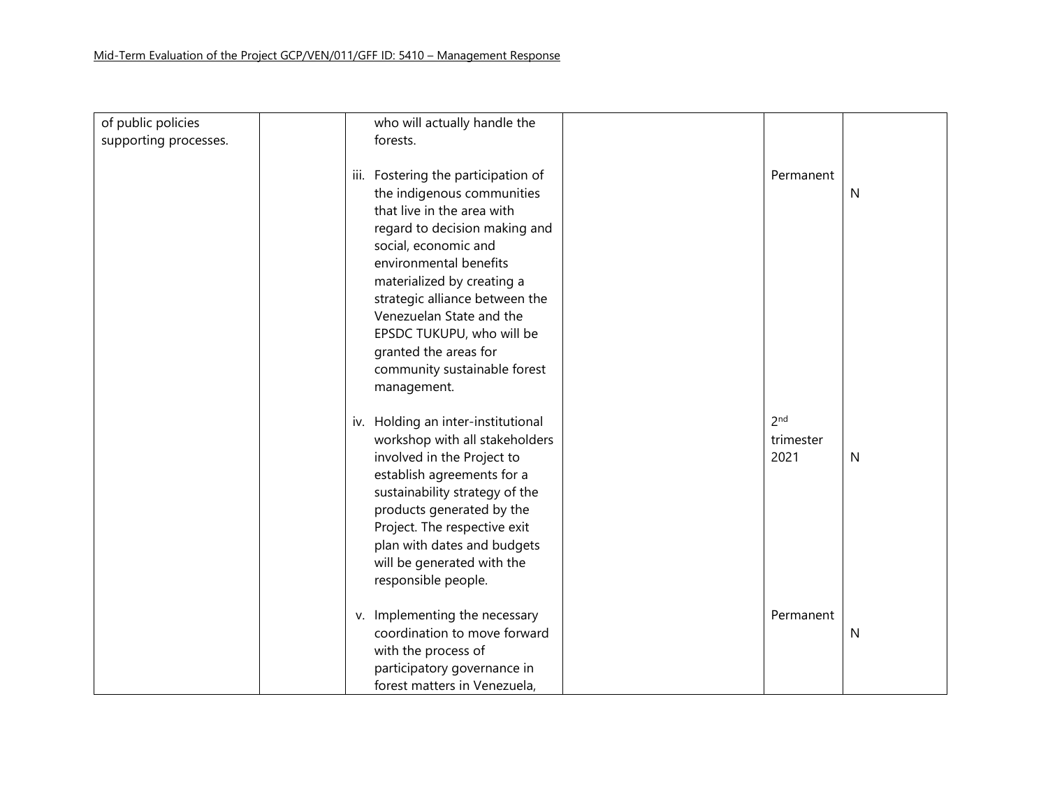| | | | | | |
|---|---|---|---|---|---|
| of public policies supporting processes. | | who will actually handle the forests.<br><br>iii. Fostering the participation of the indigenous communities that live in the area with regard to decision making and social, economic and environmental benefits materialized by creating a strategic alliance between the Venezuelan State and the EPSDC TUKUPU, who will be granted the areas for community sustainable forest management.<br><br>iv. Holding an inter-institutional workshop with all stakeholders involved in the Project to establish agreements for a sustainability strategy of the products generated by the Project. The respective exit plan with dates and budgets will be generated with the responsible people.<br><br>v. Implementing the necessary coordination to move forward with the process of participatory governance in forest matters in Venezuela, | | Permanent<br><br>2nd trimester 2021<br><br>Permanent | N<br><br>N<br><br>N |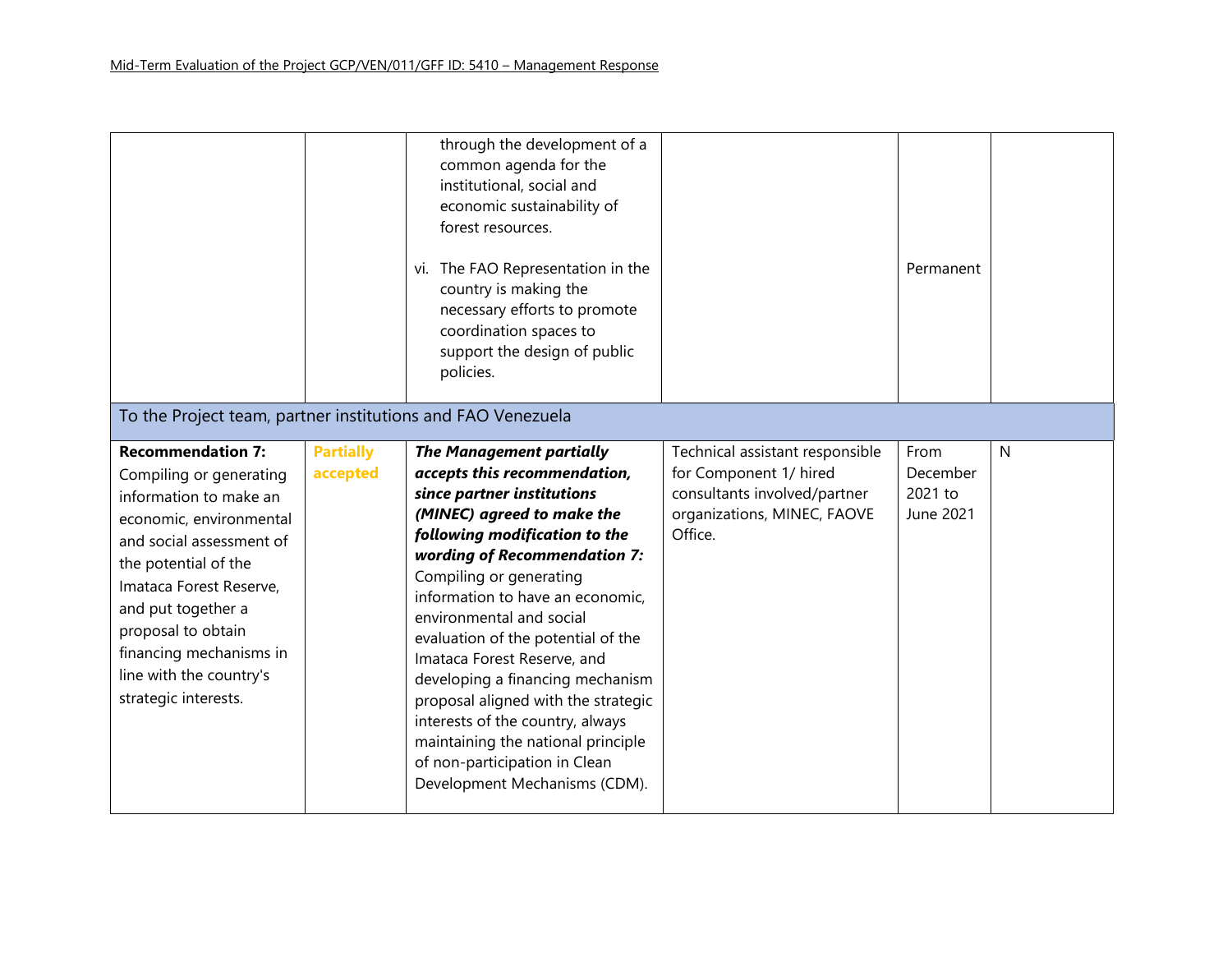| | | | | | |
|---|---|---|---|---|---|
| | | through the development of a common agenda for the institutional, social and economic sustainability of forest resources.<br><br>vi. The FAO Representation in the country is making the necessary efforts to promote coordination spaces to support the design of public policies. | | Permanent | |
| **To the Project team, partner institutions and FAO Venezuela** | | | | | |
| **Recommendation 7:** Compiling or generating information to make an economic, environmental and social assessment of the potential of the Imataca Forest Reserve, and put together a proposal to obtain financing mechanisms in line with the country's strategic interests. | **Partially accepted** | ***The Management partially accepts this recommendation, since partner institutions (MINEC) agreed to make the following modification to the wording of Recommendation 7:*** Compiling or generating information to have an economic, environmental and social evaluation of the potential of the Imataca Forest Reserve, and developing a financing mechanism proposal aligned with the strategic interests of the country, always maintaining the national principle of non-participation in Clean Development Mechanisms (CDM). | Technical assistant responsible for Component 1/ hired consultants involved/partner organizations, MINEC, FAOVE Office. | From December 2021 to June 2021 | N |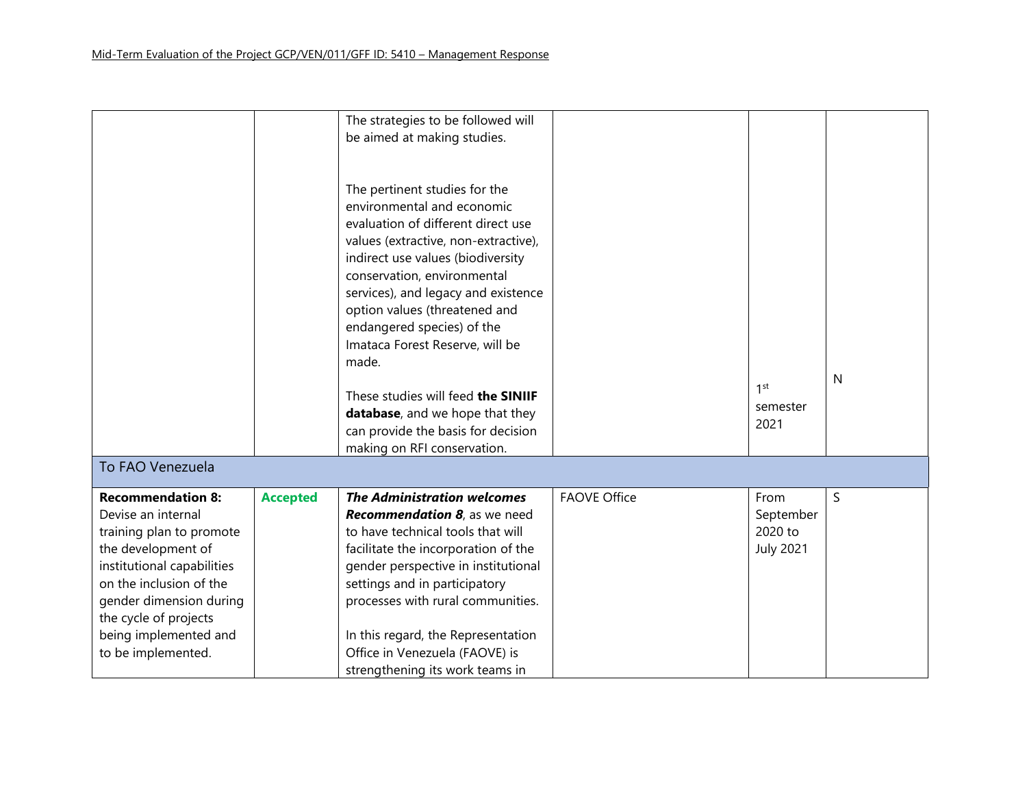| | | | | | |
|---|---|---|---|---|---|
| | | The strategies to be followed will be aimed at making studies.<br><br>The pertinent studies for the environmental and economic evaluation of different direct use values (extractive, non-extractive), indirect use values (biodiversity conservation, environmental services), and legacy and existence option values (threatened and endangered species) of the Imataca Forest Reserve, will be made.<br><br>These studies will feed **the SINIIF database**, and we hope that they can provide the basis for decision making on RFI conservation. | | 1st semester 2021 | N |
| To FAO Venezuela | | | | | |
| **Recommendation 8:** Devise an internal training plan to promote the development of institutional capabilities on the inclusion of the gender dimension during the cycle of projects being implemented and to be implemented. | **Accepted** | ***The Administration welcomes Recommendation 8***, as we need to have technical tools that will facilitate the incorporation of the gender perspective in institutional settings and in participatory processes with rural communities.<br><br>In this regard, the Representation Office in Venezuela (FAOVE) is strengthening its work teams in | FAOVE Office | From September 2020 to July 2021 | S |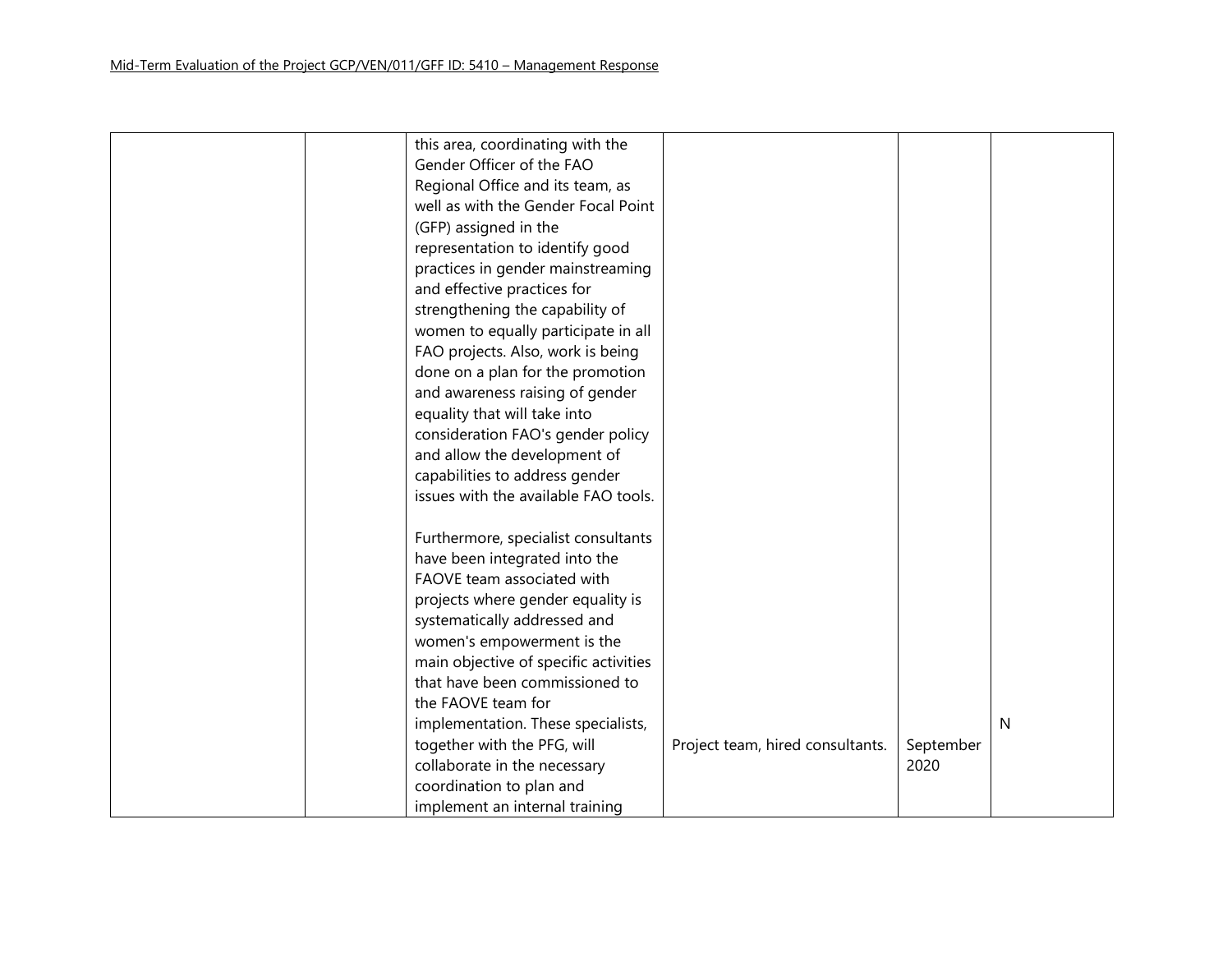| | | | | | |
|---|---|---|---|---|---|
| | | this area, coordinating with the Gender Officer of the FAO Regional Office and its team, as well as with the Gender Focal Point (GFP) assigned in the representation to identify good practices in gender mainstreaming and effective practices for strengthening the capability of women to equally participate in all FAO projects. Also, work is being done on a plan for the promotion and awareness raising of gender equality that will take into consideration FAO's gender policy and allow the development of capabilities to address gender issues with the available FAO tools.<br><br>Furthermore, specialist consultants have been integrated into the FAOVE team associated with projects where gender equality is systematically addressed and women's empowerment is the main objective of specific activities that have been commissioned to the FAOVE team for implementation. These specialists, together with the PFG, will collaborate in the necessary coordination to plan and implement an internal training | Project team, hired consultants. | September 2020 | N |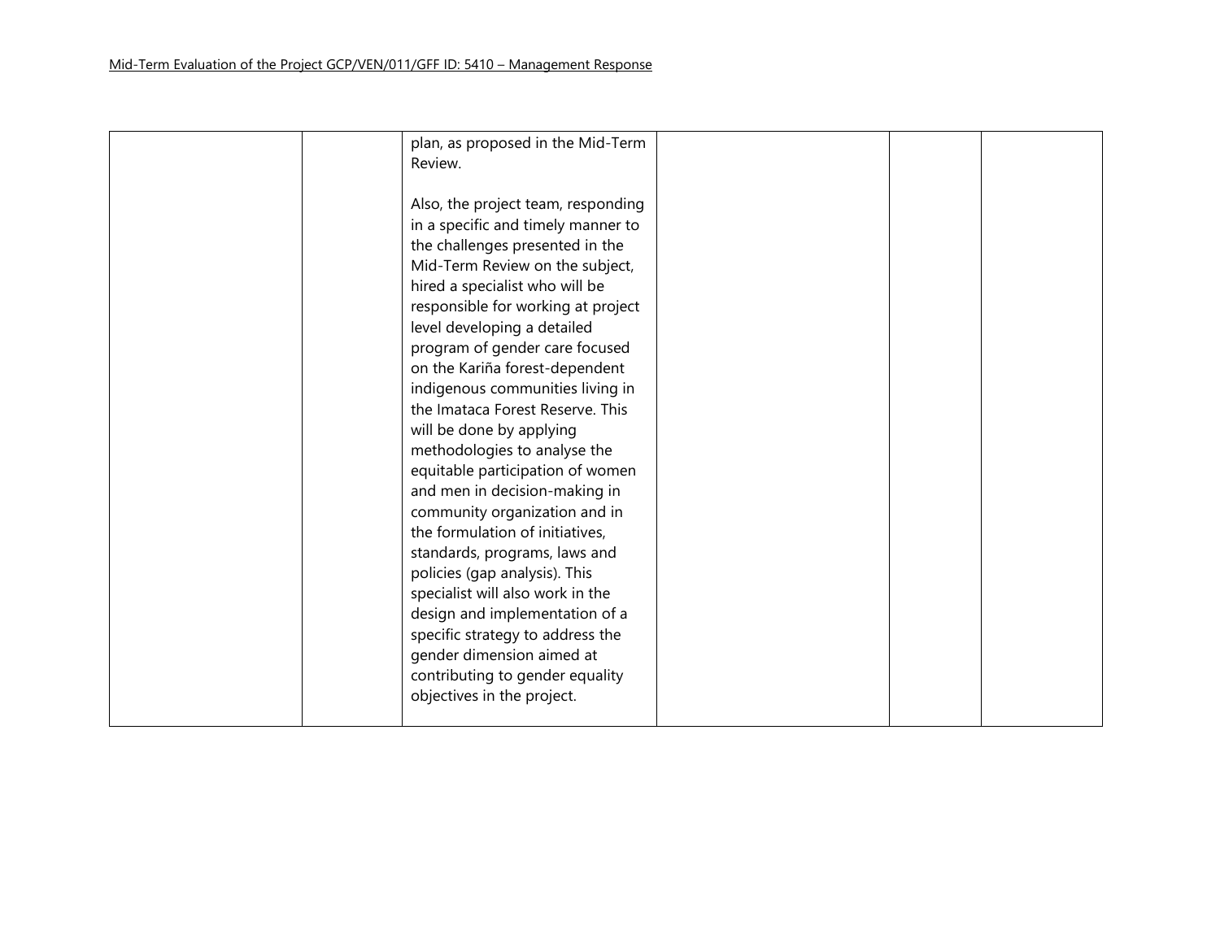| | | | | | |
|---|---|---|---|---|---|
| | | plan, as proposed in the Mid-Term Review.<br><br>Also, the project team, responding in a specific and timely manner to the challenges presented in the Mid-Term Review on the subject, hired a specialist who will be responsible for working at project level developing a detailed program of gender care focused on the Kariña forest-dependent indigenous communities living in the Imataca Forest Reserve. This will be done by applying methodologies to analyse the equitable participation of women and men in decision-making in community organization and in the formulation of initiatives, standards, programs, laws and policies (gap analysis). This specialist will also work in the design and implementation of a specific strategy to address the gender dimension aimed at contributing to gender equality objectives in the project. | | | |